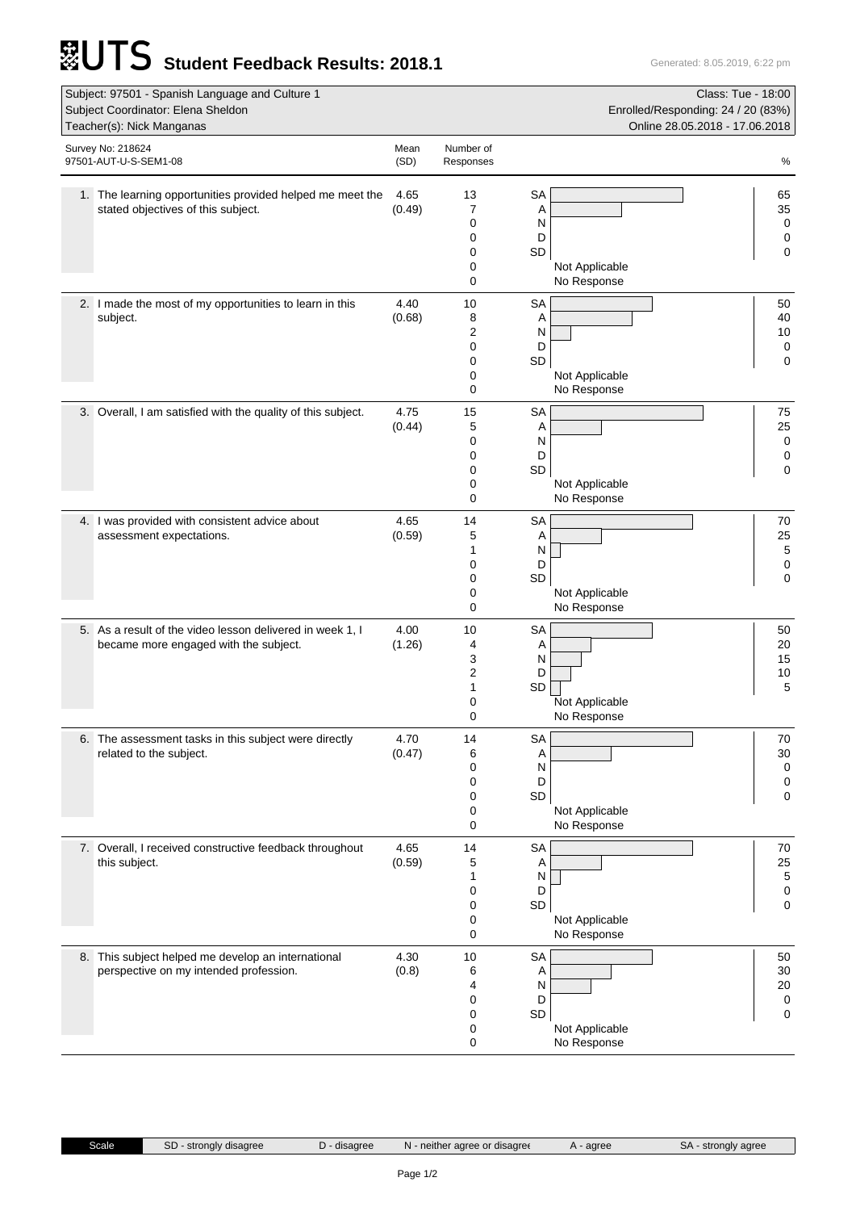# UTS Student Feedback Results: 2018.1

Generated: 8.05.2019, 6:22 pm

| Subject: 97501 - Spanish Language and Culture 1 | Class: Tue - 18:00 |
|---|---|
| Subject Coordinator: Elena Sheldon | Enrolled/Responding: 24 / 20 (83%) |
| Teacher(s): Nick Manganas | Online 28.05.2018 - 17.06.2018 |

Survey No: 218624
97501-AUT-U-S-SEM1-08

| Question | Mean (SD) | SA | A | N | D | SD | Not Applicable | No Response |
|---|---|---|---|---|---|---|---|---|
| 1. The learning opportunities provided helped me meet the stated objectives of this subject. | 4.65 (0.49) | 13 (65%) | 7 (35%) | 0 (0%) | 0 (0%) | 0 (0%) | 0 | 0 |
| 2. I made the most of my opportunities to learn in this subject. | 4.40 (0.68) | 10 (50%) | 8 (40%) | 2 (10%) | 0 (0%) | 0 (0%) | 0 | 0 |
| 3. Overall, I am satisfied with the quality of this subject. | 4.75 (0.44) | 15 (75%) | 5 (25%) | 0 (0%) | 0 (0%) | 0 (0%) | 0 | 0 |
| 4. I was provided with consistent advice about assessment expectations. | 4.65 (0.59) | 14 (70%) | 5 (25%) | 1 (5%) | 0 (0%) | 0 (0%) | 0 | 0 |
| 5. As a result of the video lesson delivered in week 1, I became more engaged with the subject. | 4.00 (1.26) | 10 (50%) | 4 (20%) | 3 (15%) | 2 (10%) | 1 (5%) | 0 | 0 |
| 6. The assessment tasks in this subject were directly related to the subject. | 4.70 (0.47) | 14 (70%) | 6 (30%) | 0 (0%) | 0 (0%) | 0 (0%) | 0 | 0 |
| 7. Overall, I received constructive feedback throughout this subject. | 4.65 (0.59) | 14 (70%) | 5 (25%) | 1 (5%) | 0 (0%) | 0 (0%) | 0 | 0 |
| 8. This subject helped me develop an international perspective on my intended profession. | 4.30 (0.8) | 10 (50%) | 6 (30%) | 4 (20%) | 0 (0%) | 0 (0%) | 0 | 0 |

Scale: SD - strongly disagree | D - disagree | N - neither agree or disagree | A - agree | SA - strongly agree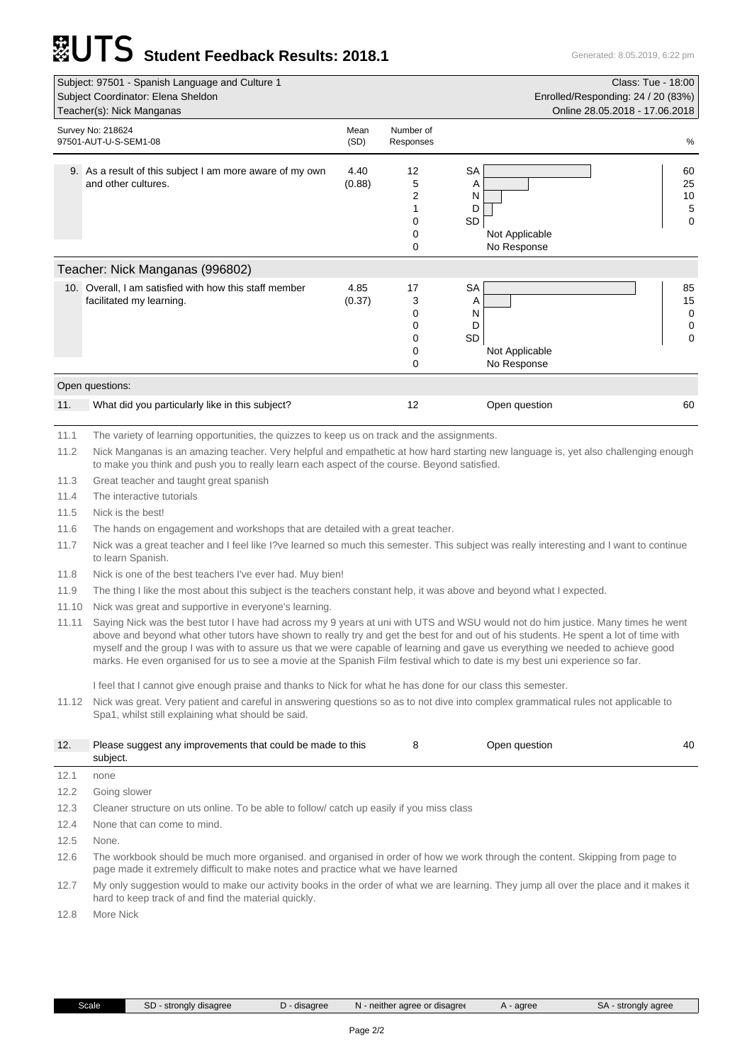# Student Feedback Results: 2018.1

Generated: 8.05.2019, 6:22 pm

| | |
|---|---|
| Subject: 97501 - Spanish Language and Culture 1 | Class: Tue - 18:00 |
| Subject Coordinator: Elena Sheldon | Enrolled/Responding: 24 / 20 (83%) |
| Teacher(s): Nick Manganas | Online 28.05.2018 - 17.06.2018 |

| Survey No: 218624 97501-AUT-U-S-SEM1-08 | Mean (SD) | Number of Responses | | % |
|---|---|---|---|---|
| 9. As a result of this subject I am more aware of my own and other cultures. | 4.40 (0.88) | 12 | SA | 60 |
| | | 5 | A | 25 |
| | | 2 | N | 10 |
| | | 1 | D | 5 |
| | | 0 | SD | 0 |
| | | 0 | Not Applicable | |
| | | 0 | No Response | |

## Teacher: Nick Manganas (996802)

| | Mean (SD) | Number of Responses | | % |
|---|---|---|---|---|
| 10. Overall, I am satisfied with how this staff member facilitated my learning. | 4.85 (0.37) | 17 | SA | 85 |
| | | 3 | A | 15 |
| | | 0 | N | 0 |
| | | 0 | D | 0 |
| | | 0 | SD | 0 |
| | | 0 | Not Applicable | |
| | | 0 | No Response | |

## Open questions:

**11. What did you particularly like in this subject?** — 12 — Open question — 60

11.1 The variety of learning opportunities, the quizzes to keep us on track and the assignments.

11.2 Nick Manganas is an amazing teacher. Very helpful and empathetic at how hard starting new language is, yet also challenging enough to make you think and push you to really learn each aspect of the course. Beyond satisfied.

11.3 Great teacher and taught great spanish

11.4 The interactive tutorials

11.5 Nick is the best!

11.6 The hands on engagement and workshops that are detailed with a great teacher.

11.7 Nick was a great teacher and I feel like I?ve learned so much this semester. This subject was really interesting and I want to continue to learn Spanish.

11.8 Nick is one of the best teachers I've ever had. Muy bien!

11.9 The thing I like the most about this subject is the teachers constant help, it was above and beyond what I expected.

11.10 Nick was great and supportive in everyone's learning.

11.11 Saying Nick was the best tutor I have had across my 9 years at uni with UTS and WSU would not do him justice. Many times he went above and beyond what other tutors have shown to really try and get the best for and out of his students. He spent a lot of time with myself and the group I was with to assure us that we were capable of learning and gave us everything we needed to achieve good marks. He even organised for us to see a movie at the Spanish Film festival which to date is my best uni experience so far.

I feel that I cannot give enough praise and thanks to Nick for what he has done for our class this semester.

11.12 Nick was great. Very patient and careful in answering questions so as to not dive into complex grammatical rules not applicable to Spa1, whilst still explaining what should be said.

**12. Please suggest any improvements that could be made to this subject.** — 8 — Open question — 40

12.1 none

12.2 Going slower

12.3 Cleaner structure on uts online. To be able to follow/ catch up easily if you miss class

12.4 None that can come to mind.

12.5 None.

12.6 The workbook should be much more organised. and organised in order of how we work through the content. Skipping from page to page made it extremely difficult to make notes and practice what we have learned

12.7 My only suggestion would to make our activity books in the order of what we are learning. They jump all over the place and it makes it hard to keep track of and find the material quickly.

12.8 More Nick

| Scale | SD - strongly disagree | D - disagree | N - neither agree or disagree | A - agree | SA - strongly agree |
|---|---|---|---|---|---|